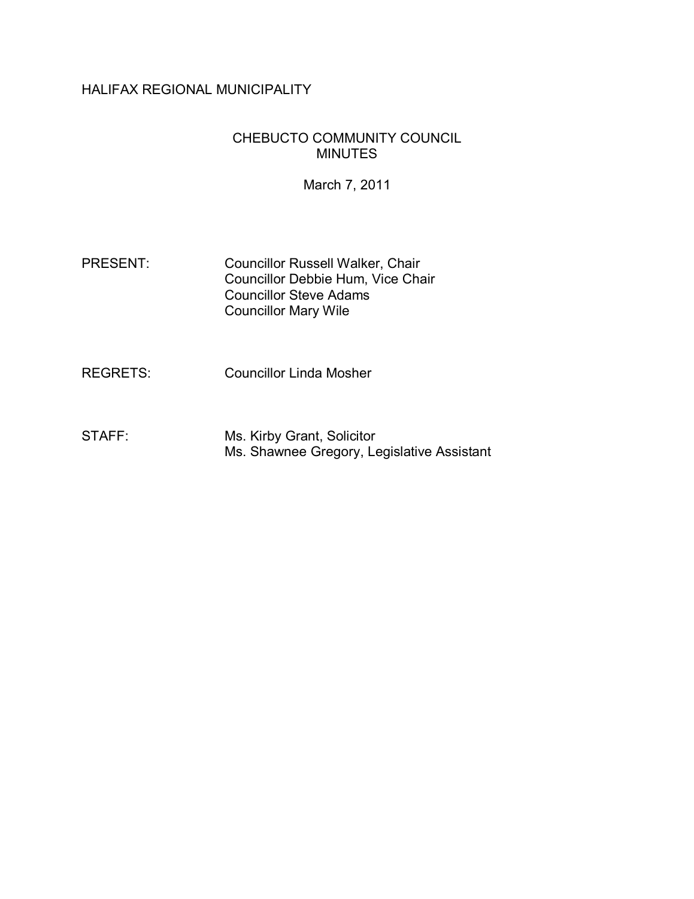HALIFAX REGIONAL MUNICIPALITY

# CHEBUCTO COMMUNITY COUNCIL MINUTES

March 7, 2011

PRESENT: Councillor Russell Walker, Chair
Councillor Debbie Hum, Vice Chair
Councillor Steve Adams
Councillor Mary Wile

REGRETS: Councillor Linda Mosher

STAFF: Ms. Kirby Grant, Solicitor
Ms. Shawnee Gregory, Legislative Assistant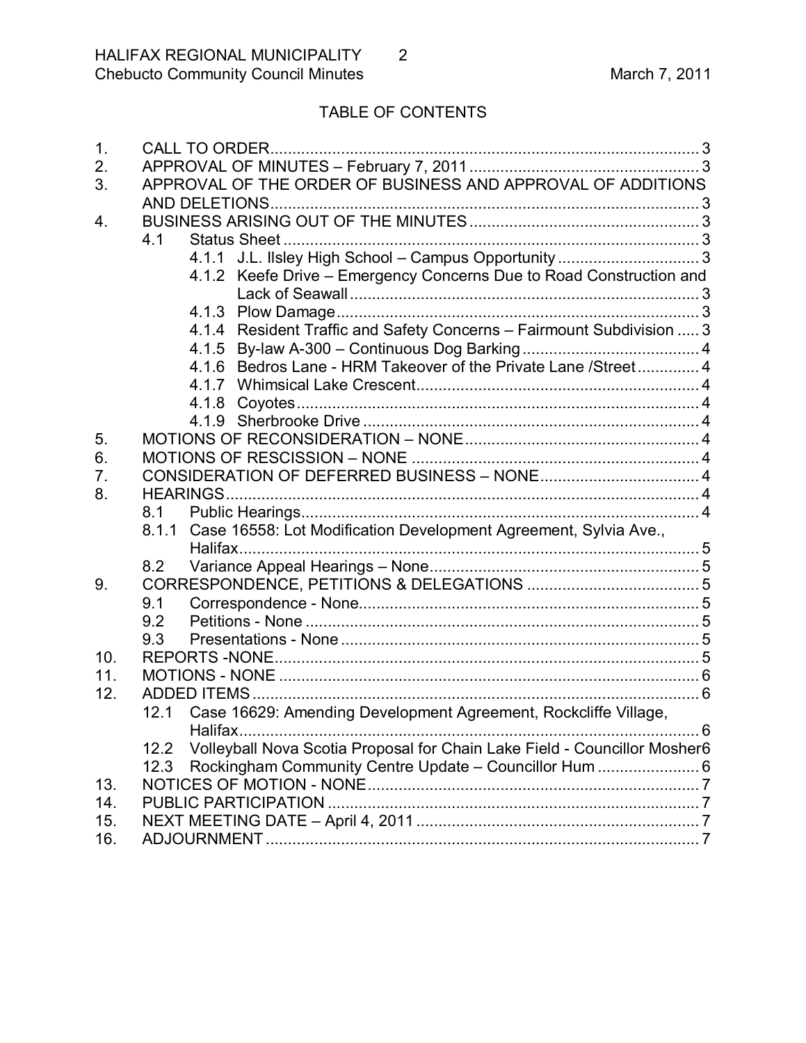## TABLE OF CONTENTS

1. CALL TO ORDER ..... 3
2. APPROVAL OF MINUTES – February 7, 2011 ..... 3
3. APPROVAL OF THE ORDER OF BUSINESS AND APPROVAL OF ADDITIONS AND DELETIONS ..... 3
4. BUSINESS ARISING OUT OF THE MINUTES ..... 3
   - 4.1 Status Sheet ..... 3
     - 4.1.1 J.L. Ilsley High School – Campus Opportunity ..... 3
     - 4.1.2 Keefe Drive – Emergency Concerns Due to Road Construction and Lack of Seawall ..... 3
     - 4.1.3 Plow Damage ..... 3
     - 4.1.4 Resident Traffic and Safety Concerns – Fairmount Subdivision ..... 3
     - 4.1.5 By-law A-300 – Continuous Dog Barking ..... 4
     - 4.1.6 Bedros Lane - HRM Takeover of the Private Lane /Street ..... 4
     - 4.1.7 Whimsical Lake Crescent ..... 4
     - 4.1.8 Coyotes ..... 4
     - 4.1.9 Sherbrooke Drive ..... 4
5. MOTIONS OF RECONSIDERATION – NONE ..... 4
6. MOTIONS OF RESCISSION – NONE ..... 4
7. CONSIDERATION OF DEFERRED BUSINESS – NONE ..... 4
8. HEARINGS ..... 4
   - 8.1 Public Hearings ..... 4
   - 8.1.1 Case 16558: Lot Modification Development Agreement, Sylvia Ave., Halifax ..... 5
   - 8.2 Variance Appeal Hearings – None ..... 5
9. CORRESPONDENCE, PETITIONS & DELEGATIONS ..... 5
   - 9.1 Correspondence - None ..... 5
   - 9.2 Petitions - None ..... 5
   - 9.3 Presentations - None ..... 5
10. REPORTS -NONE ..... 5
11. MOTIONS - NONE ..... 6
12. ADDED ITEMS ..... 6
    - 12.1 Case 16629: Amending Development Agreement, Rockcliffe Village, Halifax ..... 6
    - 12.2 Volleyball Nova Scotia Proposal for Chain Lake Field - Councillor Mosher ..... 6
    - 12.3 Rockingham Community Centre Update – Councillor Hum ..... 6
13. NOTICES OF MOTION - NONE ..... 7
14. PUBLIC PARTICIPATION ..... 7
15. NEXT MEETING DATE – April 4, 2011 ..... 7
16. ADJOURNMENT ..... 7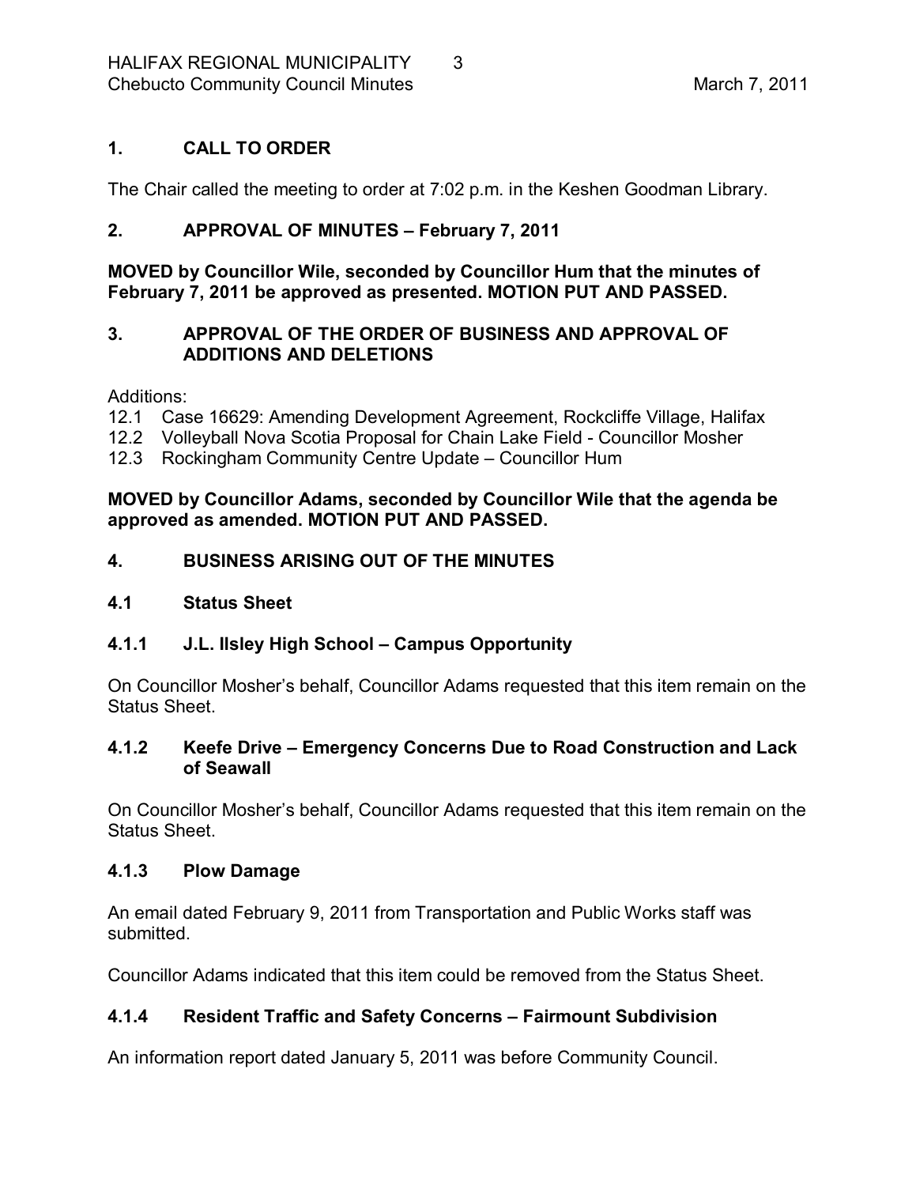## 1. CALL TO ORDER

The Chair called the meeting to order at 7:02 p.m. in the Keshen Goodman Library.

## 2. APPROVAL OF MINUTES – February 7, 2011

**MOVED by Councillor Wile, seconded by Councillor Hum that the minutes of February 7, 2011 be approved as presented. MOTION PUT AND PASSED.**

## 3. APPROVAL OF THE ORDER OF BUSINESS AND APPROVAL OF ADDITIONS AND DELETIONS

Additions:

12.1 Case 16629: Amending Development Agreement, Rockcliffe Village, Halifax
12.2 Volleyball Nova Scotia Proposal for Chain Lake Field - Councillor Mosher
12.3 Rockingham Community Centre Update – Councillor Hum

**MOVED by Councillor Adams, seconded by Councillor Wile that the agenda be approved as amended. MOTION PUT AND PASSED.**

## 4. BUSINESS ARISING OUT OF THE MINUTES

### 4.1 Status Sheet

#### 4.1.1 J.L. Ilsley High School – Campus Opportunity

On Councillor Mosher's behalf, Councillor Adams requested that this item remain on the Status Sheet.

#### 4.1.2 Keefe Drive – Emergency Concerns Due to Road Construction and Lack of Seawall

On Councillor Mosher's behalf, Councillor Adams requested that this item remain on the Status Sheet.

#### 4.1.3 Plow Damage

An email dated February 9, 2011 from Transportation and Public Works staff was submitted.

Councillor Adams indicated that this item could be removed from the Status Sheet.

#### 4.1.4 Resident Traffic and Safety Concerns – Fairmount Subdivision

An information report dated January 5, 2011 was before Community Council.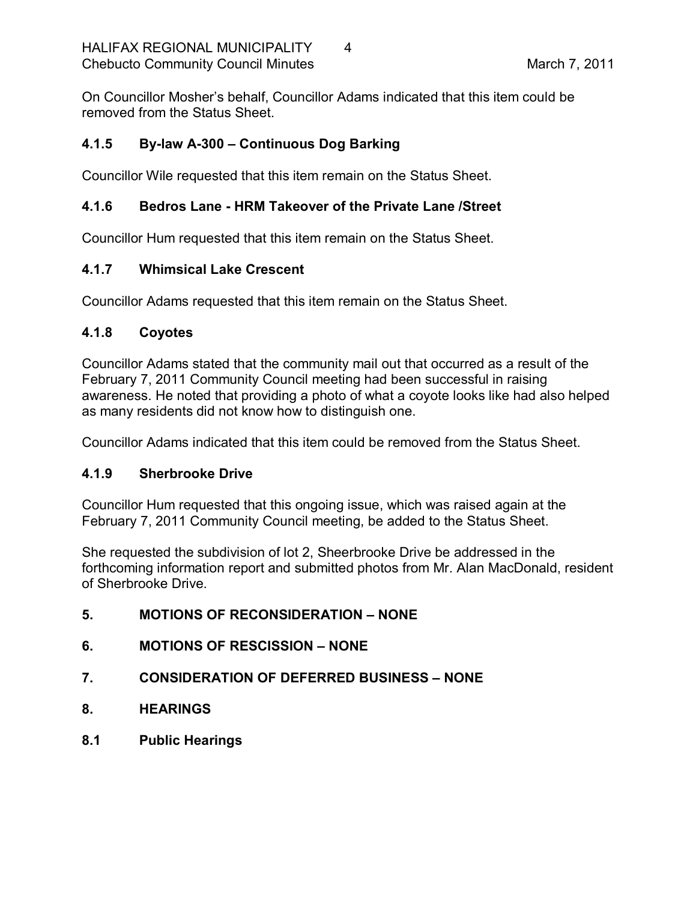On Councillor Mosher's behalf, Councillor Adams indicated that this item could be removed from the Status Sheet.

### 4.1.5 By-law A-300 – Continuous Dog Barking

Councillor Wile requested that this item remain on the Status Sheet.

### 4.1.6 Bedros Lane - HRM Takeover of the Private Lane /Street

Councillor Hum requested that this item remain on the Status Sheet.

### 4.1.7 Whimsical Lake Crescent

Councillor Adams requested that this item remain on the Status Sheet.

### 4.1.8 Coyotes

Councillor Adams stated that the community mail out that occurred as a result of the February 7, 2011 Community Council meeting had been successful in raising awareness. He noted that providing a photo of what a coyote looks like had also helped as many residents did not know how to distinguish one.

Councillor Adams indicated that this item could be removed from the Status Sheet.

### 4.1.9 Sherbrooke Drive

Councillor Hum requested that this ongoing issue, which was raised again at the February 7, 2011 Community Council meeting, be added to the Status Sheet.

She requested the subdivision of lot 2, Sheerbrooke Drive be addressed in the forthcoming information report and submitted photos from Mr. Alan MacDonald, resident of Sherbrooke Drive.

## 5. MOTIONS OF RECONSIDERATION – NONE

## 6. MOTIONS OF RESCISSION – NONE

## 7. CONSIDERATION OF DEFERRED BUSINESS – NONE

## 8. HEARINGS

### 8.1 Public Hearings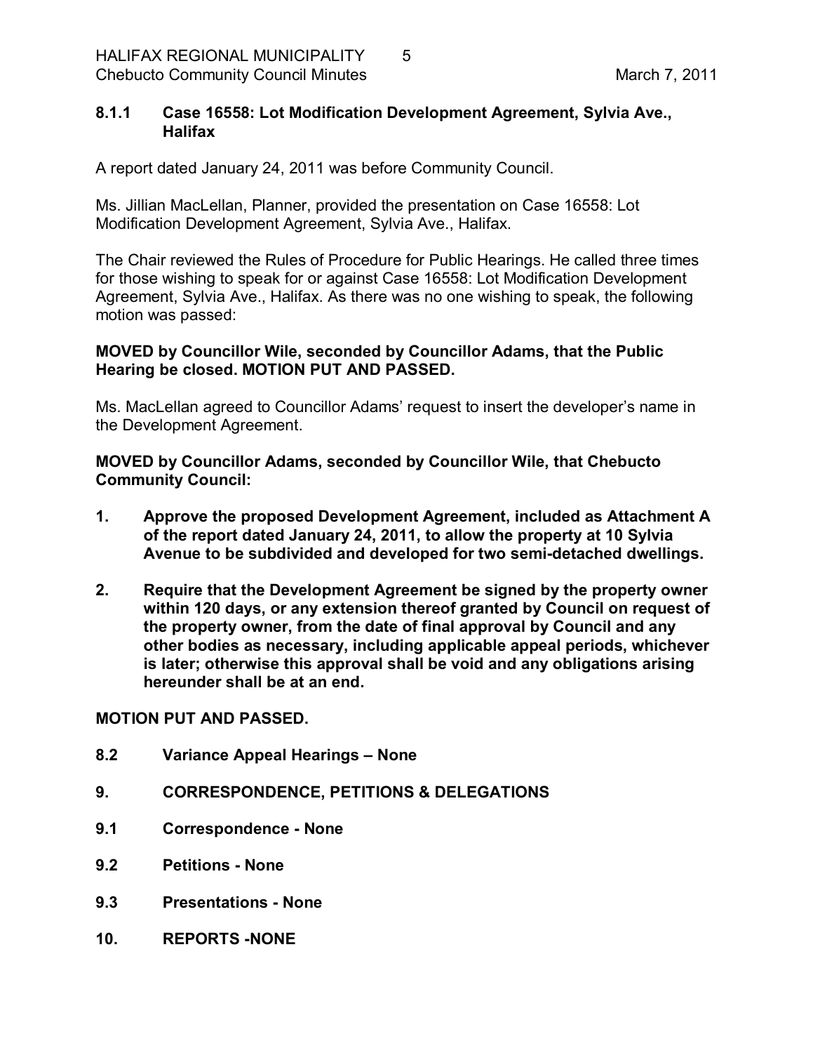**8.1.1 Case 16558: Lot Modification Development Agreement, Sylvia Ave., Halifax**

A report dated January 24, 2011 was before Community Council.

Ms. Jillian MacLellan, Planner, provided the presentation on Case 16558: Lot Modification Development Agreement, Sylvia Ave., Halifax.

The Chair reviewed the Rules of Procedure for Public Hearings. He called three times for those wishing to speak for or against Case 16558: Lot Modification Development Agreement, Sylvia Ave., Halifax. As there was no one wishing to speak, the following motion was passed:

**MOVED by Councillor Wile, seconded by Councillor Adams, that the Public Hearing be closed. MOTION PUT AND PASSED.**

Ms. MacLellan agreed to Councillor Adams' request to insert the developer's name in the Development Agreement.

**MOVED by Councillor Adams, seconded by Councillor Wile, that Chebucto Community Council:**

1. **Approve the proposed Development Agreement, included as Attachment A of the report dated January 24, 2011, to allow the property at 10 Sylvia Avenue to be subdivided and developed for two semi-detached dwellings.**

2. **Require that the Development Agreement be signed by the property owner within 120 days, or any extension thereof granted by Council on request of the property owner, from the date of final approval by Council and any other bodies as necessary, including applicable appeal periods, whichever is later; otherwise this approval shall be void and any obligations arising hereunder shall be at an end.**

**MOTION PUT AND PASSED.**

**8.2 Variance Appeal Hearings – None**

**9. CORRESPONDENCE, PETITIONS & DELEGATIONS**

**9.1 Correspondence - None**

**9.2 Petitions - None**

**9.3 Presentations - None**

**10. REPORTS -NONE**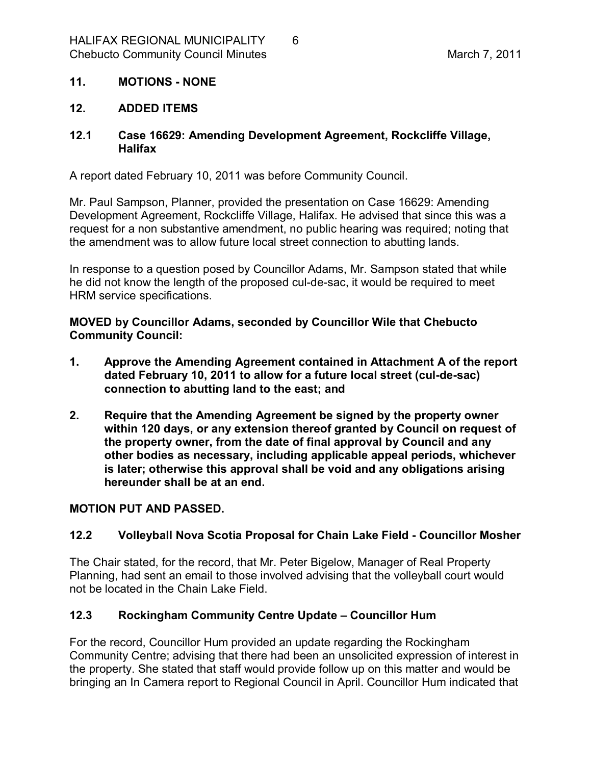## 11. MOTIONS - NONE

## 12. ADDED ITEMS

### 12.1 Case 16629: Amending Development Agreement, Rockcliffe Village, Halifax

A report dated February 10, 2011 was before Community Council.

Mr. Paul Sampson, Planner, provided the presentation on Case 16629: Amending Development Agreement, Rockcliffe Village, Halifax. He advised that since this was a request for a non substantive amendment, no public hearing was required; noting that the amendment was to allow future local street connection to abutting lands.

In response to a question posed by Councillor Adams, Mr. Sampson stated that while he did not know the length of the proposed cul-de-sac, it would be required to meet HRM service specifications.

**MOVED by Councillor Adams, seconded by Councillor Wile that Chebucto Community Council:**

1. **Approve the Amending Agreement contained in Attachment A of the report dated February 10, 2011 to allow for a future local street (cul-de-sac) connection to abutting land to the east; and**
2. **Require that the Amending Agreement be signed by the property owner within 120 days, or any extension thereof granted by Council on request of the property owner, from the date of final approval by Council and any other bodies as necessary, including applicable appeal periods, whichever is later; otherwise this approval shall be void and any obligations arising hereunder shall be at an end.**

**MOTION PUT AND PASSED.**

### 12.2 Volleyball Nova Scotia Proposal for Chain Lake Field - Councillor Mosher

The Chair stated, for the record, that Mr. Peter Bigelow, Manager of Real Property Planning, had sent an email to those involved advising that the volleyball court would not be located in the Chain Lake Field.

### 12.3 Rockingham Community Centre Update – Councillor Hum

For the record, Councillor Hum provided an update regarding the Rockingham Community Centre; advising that there had been an unsolicited expression of interest in the property. She stated that staff would provide follow up on this matter and would be bringing an In Camera report to Regional Council in April. Councillor Hum indicated that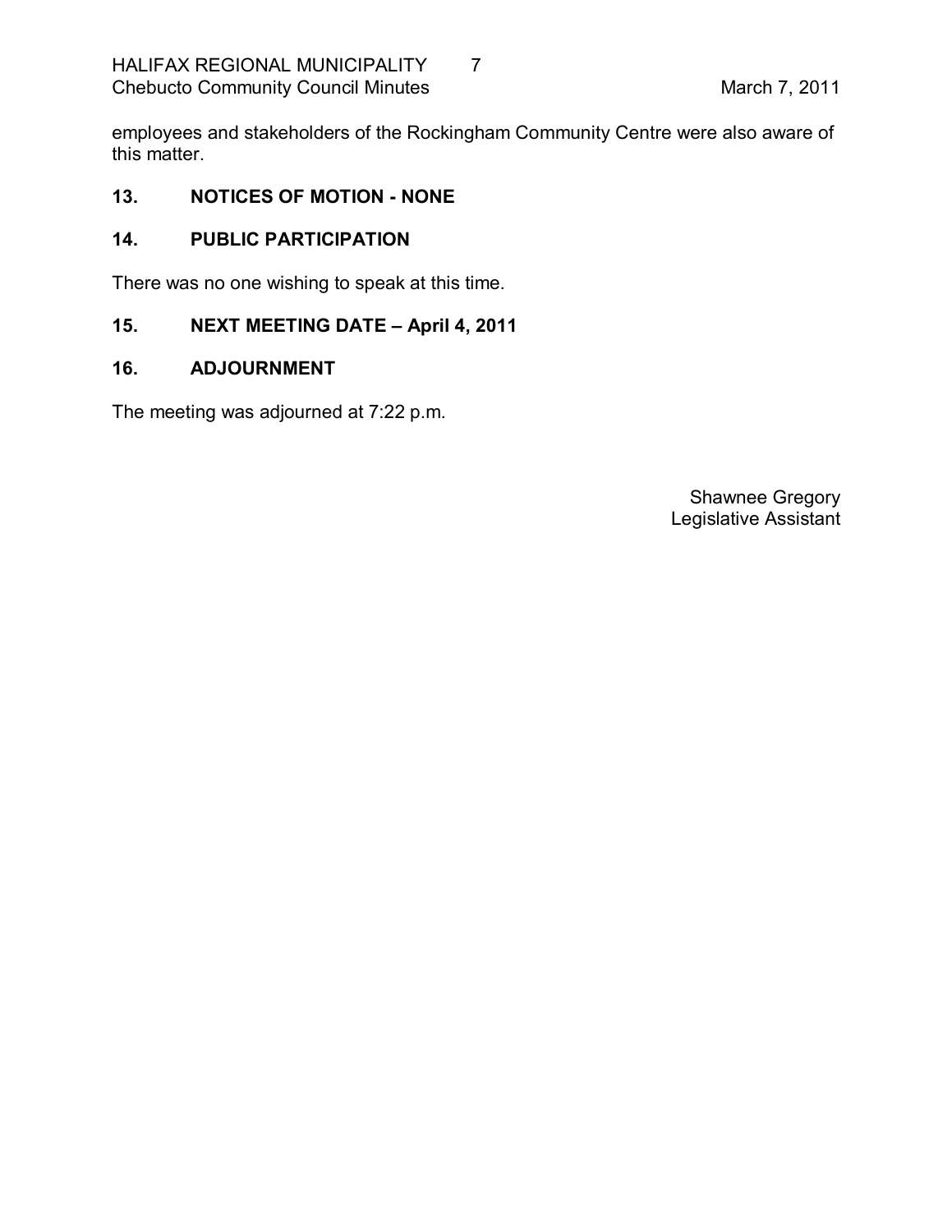employees and stakeholders of the Rockingham Community Centre were also aware of this matter.

## 13. NOTICES OF MOTION - NONE

## 14. PUBLIC PARTICIPATION

There was no one wishing to speak at this time.

## 15. NEXT MEETING DATE – April 4, 2011

## 16. ADJOURNMENT

The meeting was adjourned at 7:22 p.m.

Shawnee Gregory
Legislative Assistant